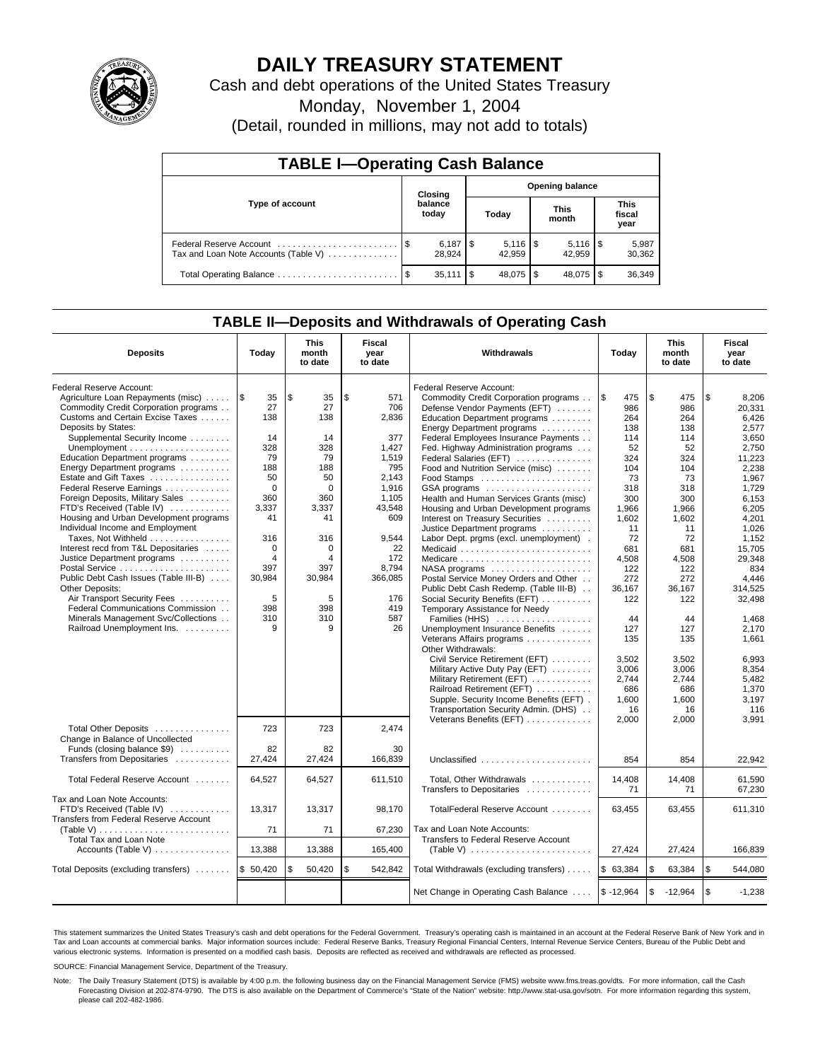# DAILY TREASURY STATEMENT

Cash and debt operations of the United States Treasury

Monday, November 1, 2004

(Detail, rounded in millions, may not add to totals)

## TABLE I—Operating Cash Balance

| Type of account | Closing balance today | Opening balance Today | Opening balance This month | Opening balance This fiscal year |
|---|---|---|---|---|
| Federal Reserve Account | $ 6,187 | $ 5,116 | $ 5,116 | $ 5,987 |
| Tax and Loan Note Accounts (Table V) | 28,924 | 42,959 | 42,959 | 30,362 |
| Total Operating Balance | $ 35,111 | $ 48,075 | $ 48,075 | $ 36,349 |

## TABLE II—Deposits and Withdrawals of Operating Cash

| Deposits | Today | This month to date | Fiscal year to date |
|---|---|---|---|
| Federal Reserve Account: | | | |
| Agriculture Loan Repayments (misc) | $ 35 | $ 35 | $ 571 |
| Commodity Credit Corporation programs | 27 | 27 | 706 |
| Customs and Certain Excise Taxes | 138 | 138 | 2,836 |
| Deposits by States: | | | |
| Supplemental Security Income | 14 | 14 | 377 |
| Unemployment | 328 | 328 | 1,427 |
| Education Department programs | 79 | 79 | 1,519 |
| Energy Department programs | 188 | 188 | 795 |
| Estate and Gift Taxes | 50 | 50 | 2,143 |
| Federal Reserve Earnings | 0 | 0 | 1,916 |
| Foreign Deposits, Military Sales | 360 | 360 | 1,105 |
| FTD's Received (Table IV) | 3,337 | 3,337 | 43,548 |
| Housing and Urban Development programs | 41 | 41 | 609 |
| Individual Income and Employment Taxes, Not Withheld | 316 | 316 | 9,544 |
| Interest recd from T&L Depositaries | 0 | 0 | 22 |
| Justice Department programs | 4 | 4 | 172 |
| Postal Service | 397 | 397 | 8,794 |
| Public Debt Cash Issues (Table III-B) | 30,984 | 30,984 | 366,085 |
| Other Deposits: | | | |
| Air Transport Security Fees | 5 | 5 | 176 |
| Federal Communications Commission | 398 | 398 | 419 |
| Minerals Management Svc/Collections | 310 | 310 | 587 |
| Railroad Unemployment Ins. | 9 | 9 | 26 |
| Total Other Deposits | 723 | 723 | 2,474 |
| Change in Balance of Uncollected Funds (closing balance $9) | 82 | 82 | 30 |
| Transfers from Depositaries | 27,424 | 27,424 | 166,839 |
| Total Federal Reserve Account | 64,527 | 64,527 | 611,510 |
| Tax and Loan Note Accounts: | | | |
| FTD's Received (Table IV) | 13,317 | 13,317 | 98,170 |
| Transfers from Federal Reserve Account (Table V) | 71 | 71 | 67,230 |
| Total Tax and Loan Note Accounts (Table V) | 13,388 | 13,388 | 165,400 |
| Total Deposits (excluding transfers) | $ 50,420 | $ 50,420 | $ 542,842 |

| Withdrawals | Today | This month to date | Fiscal year to date |
|---|---|---|---|
| Federal Reserve Account: | | | |
| Commodity Credit Corporation programs | $ 475 | $ 475 | $ 8,206 |
| Defense Vendor Payments (EFT) | 986 | 986 | 20,331 |
| Education Department programs | 264 | 264 | 6,426 |
| Energy Department programs | 138 | 138 | 2,577 |
| Federal Employees Insurance Payments | 114 | 114 | 3,650 |
| Fed. Highway Administration programs | 52 | 52 | 2,750 |
| Federal Salaries (EFT) | 324 | 324 | 11,223 |
| Food and Nutrition Service (misc) | 104 | 104 | 2,238 |
| Food Stamps | 73 | 73 | 1,967 |
| GSA programs | 318 | 318 | 1,729 |
| Health and Human Services Grants (misc) | 300 | 300 | 6,153 |
| Housing and Urban Development programs | 1,966 | 1,966 | 6,205 |
| Interest on Treasury Securities | 1,602 | 1,602 | 4,201 |
| Justice Department programs | 11 | 11 | 1,026 |
| Labor Dept. prgms (excl. unemployment) | 72 | 72 | 1,152 |
| Medicaid | 681 | 681 | 15,705 |
| Medicare | 4,508 | 4,508 | 29,348 |
| NASA programs | 122 | 122 | 834 |
| Postal Service Money Orders and Other | 272 | 272 | 4,446 |
| Public Debt Cash Redemp. (Table III-B) | 36,167 | 36,167 | 314,525 |
| Social Security Benefits (EFT) | 122 | 122 | 32,498 |
| Temporary Assistance for Needy Families (HHS) | 44 | 44 | 1,468 |
| Unemployment Insurance Benefits | 127 | 127 | 2,170 |
| Veterans Affairs programs | 135 | 135 | 1,661 |
| Other Withdrawals: | | | |
| Civil Service Retirement (EFT) | 3,502 | 3,502 | 6,993 |
| Military Active Duty Pay (EFT) | 3,006 | 3,006 | 8,354 |
| Military Retirement (EFT) | 2,744 | 2,744 | 5,482 |
| Railroad Retirement (EFT) | 686 | 686 | 1,370 |
| Supple. Security Income Benefits (EFT) | 1,600 | 1,600 | 3,197 |
| Transportation Security Admin. (DHS) | 16 | 16 | 116 |
| Veterans Benefits (EFT) | 2,000 | 2,000 | 3,991 |
| Unclassified | 854 | 854 | 22,942 |
| Total, Other Withdrawals | 14,408 | 14,408 | 61,590 |
| Transfers to Depositaries | 71 | 71 | 67,230 |
| TotalFederal Reserve Account | 63,455 | 63,455 | 611,310 |
| Tax and Loan Note Accounts: | | | |
| Transfers to Federal Reserve Account (Table V) | 27,424 | 27,424 | 166,839 |
| Total Withdrawals (excluding transfers) | $ 63,384 | $ 63,384 | $ 544,080 |
| Net Change in Operating Cash Balance | $ -12,964 | $ -12,964 | $ -1,238 |

This statement summarizes the United States Treasury's cash and debt operations for the Federal Government. Treasury's operating cash is maintained in an account at the Federal Reserve Bank of New York and in Tax and Loan accounts at commercial banks. Major information sources include: Federal Reserve Banks, Treasury Regional Financial Centers, Internal Revenue Service Centers, Bureau of the Public Debt and various electronic systems. Information is presented on a modified cash basis. Deposits are reflected as received and withdrawals are reflected as processed.

SOURCE: Financial Management Service, Department of the Treasury.

Note: The Daily Treasury Statement (DTS) is available by 4:00 p.m. the following business day on the Financial Management Service (FMS) website www.fms.treas.gov/dts. For more information, call the Cash Forecasting Division at 202-874-9790. The DTS is also available on the Department of Commerce's "State of the Nation" website: http://www.stat-usa.gov/sotn. For more information regarding this system, please call 202-482-1986.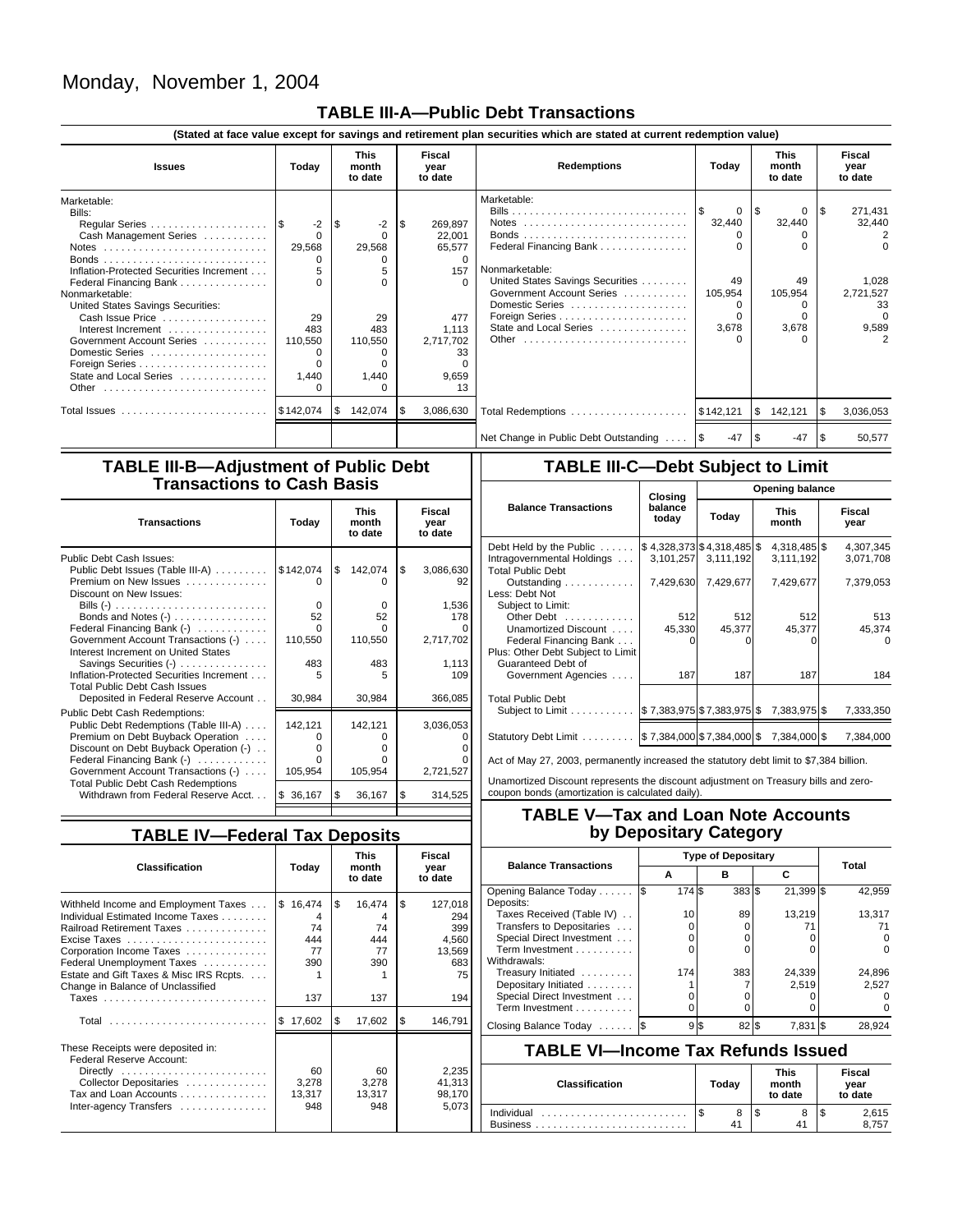Monday, November 1, 2004

## TABLE III-A—Public Debt Transactions

(Stated at face value except for savings and retirement plan securities which are stated at current redemption value)

| Issues | Today | This month to date | Fiscal year to date |
|---|---|---|---|
| Marketable: | | | |
| Bills: | | | |
| Regular Series | $ -2 | $ -2 | $ 269,897 |
| Cash Management Series | 0 | 0 | 22,001 |
| Notes | 29,568 | 29,568 | 65,577 |
| Bonds | 0 | 0 | 0 |
| Inflation-Protected Securities Increment | 5 | 5 | 157 |
| Federal Financing Bank | 0 | 0 | 0 |
| Nonmarketable: | | | |
| United States Savings Securities: | | | |
| Cash Issue Price | 29 | 29 | 477 |
| Interest Increment | 483 | 483 | 1,113 |
| Government Account Series | 110,550 | 110,550 | 2,717,702 |
| Domestic Series | 0 | 0 | 33 |
| Foreign Series | 0 | 0 | 0 |
| State and Local Series | 1,440 | 1,440 | 9,659 |
| Other | 0 | 0 | 13 |
| Total Issues | $142,074 | $ 142,074 | $ 3,086,630 |

| Redemptions | Today | This month to date | Fiscal year to date |
|---|---|---|---|
| Marketable: | | | |
| Bills | $ 0 | $ 0 | $ 271,431 |
| Notes | 32,440 | 32,440 | 32,440 |
| Bonds | 0 | 0 | 2 |
| Federal Financing Bank | 0 | 0 | 0 |
| Nonmarketable: | | | |
| United States Savings Securities | 49 | 49 | 1,028 |
| Government Account Series | 105,954 | 105,954 | 2,721,527 |
| Domestic Series | 0 | 0 | 33 |
| Foreign Series | 0 | 0 | 0 |
| State and Local Series | 3,678 | 3,678 | 9,589 |
| Other | 0 | 0 | 2 |
| Total Redemptions | $142,121 | $ 142,121 | $ 3,036,053 |
| Net Change in Public Debt Outstanding | $ -47 | $ -47 | $ 50,577 |

## TABLE III-B—Adjustment of Public Debt Transactions to Cash Basis

| Transactions | Today | This month to date | Fiscal year to date |
|---|---|---|---|
| Public Debt Cash Issues: | | | |
| Public Debt Issues (Table III-A) | $142,074 | $ 142,074 | $ 3,086,630 |
| Premium on New Issues | 0 | 0 | 92 |
| Discount on New Issues: | | | |
| Bills (-) | 0 | 0 | 1,536 |
| Bonds and Notes (-) | 52 | 52 | 178 |
| Federal Financing Bank (-) | 0 | 0 | 0 |
| Government Account Transactions (-) | 110,550 | 110,550 | 2,717,702 |
| Interest Increment on United States Savings Securities (-) | 483 | 483 | 1,113 |
| Inflation-Protected Securities Increment | 5 | 5 | 109 |
| Total Public Debt Cash Issues Deposited in Federal Reserve Account | 30,984 | 30,984 | 366,085 |
| Public Debt Cash Redemptions: | | | |
| Public Debt Redemptions (Table III-A) | 142,121 | 142,121 | 3,036,053 |
| Premium on Debt Buyback Operation | 0 | 0 | 0 |
| Discount on Debt Buyback Operation (-) | 0 | 0 | 0 |
| Federal Financing Bank (-) | 0 | 0 | 0 |
| Government Account Transactions (-) | 105,954 | 105,954 | 2,721,527 |
| Total Public Debt Cash Redemptions Withdrawn from Federal Reserve Acct. | $ 36,167 | $ 36,167 | $ 314,525 |

## TABLE III-C—Debt Subject to Limit

| Balance Transactions | Closing balance today | Opening balance Today | This month | Fiscal year |
|---|---|---|---|---|
| Debt Held by the Public | $ 4,328,373 | $ 4,318,485 | $ 4,318,485 | $ 4,307,345 |
| Intragovernmental Holdings | 3,101,257 | 3,111,192 | 3,111,192 | 3,071,708 |
| Total Public Debt Outstanding | 7,429,630 | 7,429,677 | 7,429,677 | 7,379,053 |
| Less: Debt Not Subject to Limit: | | | | |
| Other Debt | 512 | 512 | 512 | 513 |
| Unamortized Discount | 45,330 | 45,377 | 45,377 | 45,374 |
| Federal Financing Bank | 0 | 0 | 0 | 0 |
| Plus: Other Debt Subject to Limit Guaranteed Debt of Government Agencies | 187 | 187 | 187 | 184 |
| Total Public Debt Subject to Limit | $ 7,383,975 | $ 7,383,975 | $ 7,383,975 | $ 7,333,350 |
| Statutory Debt Limit | $ 7,384,000 | $ 7,384,000 | $ 7,384,000 | $ 7,384,000 |

Act of May 27, 2003, permanently increased the statutory debt limit to $7,384 billion.

Unamortized Discount represents the discount adjustment on Treasury bills and zero-coupon bonds (amortization is calculated daily).

## TABLE IV—Federal Tax Deposits

| Classification | Today | This month to date | Fiscal year to date |
|---|---|---|---|
| Withheld Income and Employment Taxes | $ 16,474 | $ 16,474 | $ 127,018 |
| Individual Estimated Income Taxes | 4 | 4 | 294 |
| Railroad Retirement Taxes | 74 | 74 | 399 |
| Excise Taxes | 444 | 444 | 4,560 |
| Corporation Income Taxes | 77 | 77 | 13,569 |
| Federal Unemployment Taxes | 390 | 390 | 683 |
| Estate and Gift Taxes & Misc IRS Rcpts. | 1 | 1 | 75 |
| Change in Balance of Unclassified Taxes | 137 | 137 | 194 |
| Total | $ 17,602 | $ 17,602 | $ 146,791 |
| These Receipts were deposited in: | | | |
| Federal Reserve Account: | | | |
| Directly | 60 | 60 | 2,235 |
| Collector Depositaries | 3,278 | 3,278 | 41,313 |
| Tax and Loan Accounts | 13,317 | 13,317 | 98,170 |
| Inter-agency Transfers | 948 | 948 | 5,073 |

## TABLE V—Tax and Loan Note Accounts by Depositary Category

| Balance Transactions | Type of Depositary A | B | C | Total |
|---|---|---|---|---|
| Opening Balance Today | $ 174 | $ 383 | $ 21,399 | $ 42,959 |
| Deposits: | | | | |
| Taxes Received (Table IV) | 10 | 89 | 13,219 | 13,317 |
| Transfers to Depositaries | 0 | 0 | 71 | 71 |
| Special Direct Investment | 0 | 0 | 0 | 0 |
| Term Investment | 0 | 0 | 0 | 0 |
| Withdrawals: | | | | |
| Treasury Initiated | 174 | 383 | 24,339 | 24,896 |
| Depositary Initiated | 1 | 7 | 2,519 | 2,527 |
| Special Direct Investment | 0 | 0 | 0 | 0 |
| Term Investment | 0 | 0 | 0 | 0 |
| Closing Balance Today | $ 9 | $ 82 | $ 7,831 | $ 28,924 |

## TABLE VI—Income Tax Refunds Issued

| Classification | Today | This month to date | Fiscal year to date |
|---|---|---|---|
| Individual | $ 8 | $ 8 | $ 2,615 |
| Business | 41 | 41 | 8,757 |